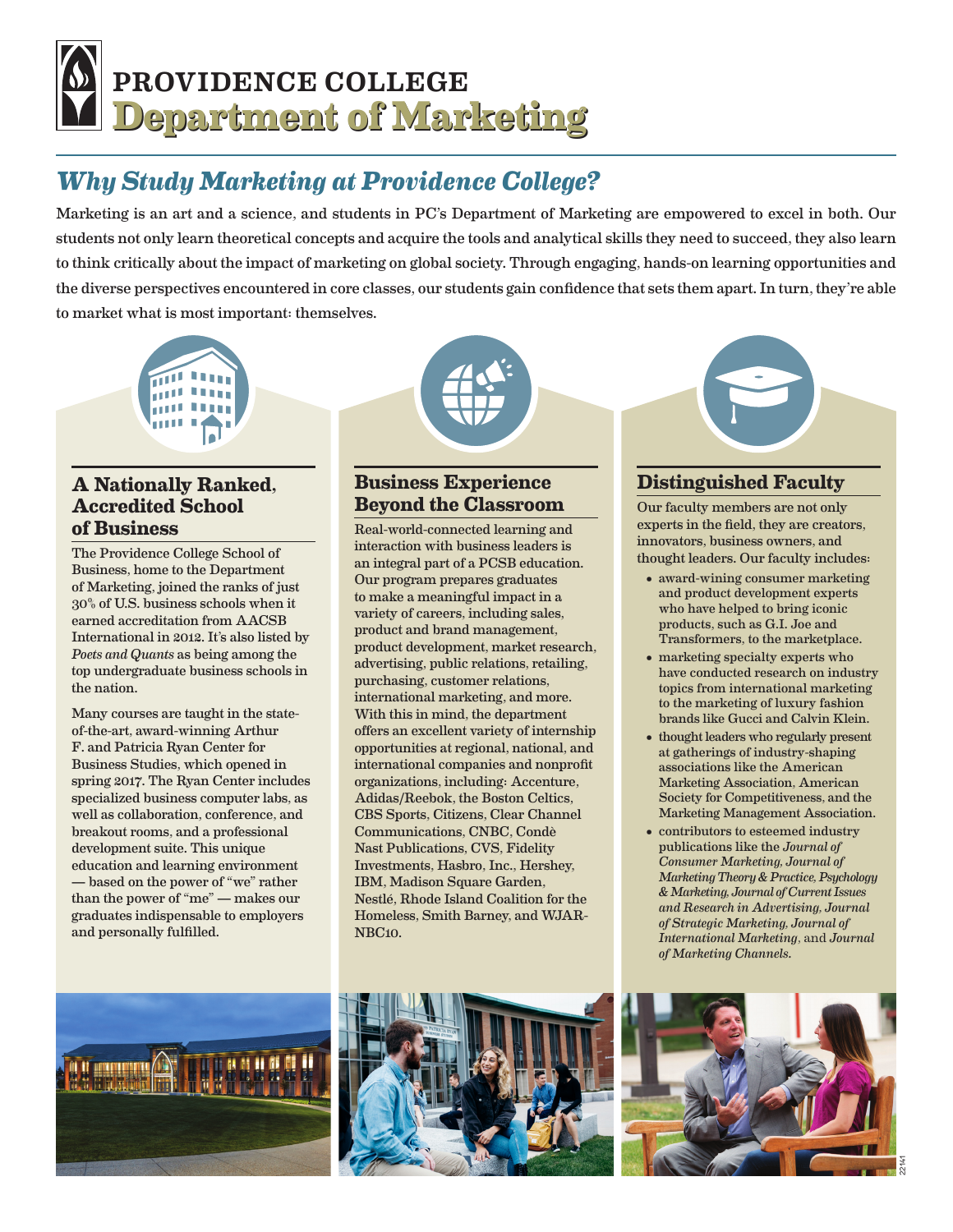# PROVIDENCE COLLEGE
# Department of Marketing

## *Why Study Marketing at Providence College?*

Marketing is an art and a science, and students in PC's Department of Marketing are empowered to excel in both. Our students not only learn theoretical concepts and acquire the tools and analytical skills they need to succeed, they also learn to think critically about the impact of marketing on global society. Through engaging, hands-on learning opportunities and the diverse perspectives encountered in core classes, our students gain confidence that sets them apart. In turn, they're able to market what is most important: themselves.

### A Nationally Ranked, Accredited School of Business

The Providence College School of Business, home to the Department of Marketing, joined the ranks of just 30% of U.S. business schools when it earned accreditation from AACSB International in 2012. It's also listed by *Poets and Quants* as being among the top undergraduate business schools in the nation.

Many courses are taught in the state-of-the-art, award-winning Arthur F. and Patricia Ryan Center for Business Studies, which opened in spring 2017. The Ryan Center includes specialized business computer labs, as well as collaboration, conference, and breakout rooms, and a professional development suite. This unique education and learning environment — based on the power of "we" rather than the power of "me" — makes our graduates indispensable to employers and personally fulfilled.

### Business Experience Beyond the Classroom

Real-world-connected learning and interaction with business leaders is an integral part of a PCSB education. Our program prepares graduates to make a meaningful impact in a variety of careers, including sales, product and brand management, product development, market research, advertising, public relations, retailing, purchasing, customer relations, international marketing, and more. With this in mind, the department offers an excellent variety of internship opportunities at regional, national, and international companies and nonprofit organizations, including: Accenture, Adidas/Reebok, the Boston Celtics, CBS Sports, Citizens, Clear Channel Communications, CNBC, Condè Nast Publications, CVS, Fidelity Investments, Hasbro, Inc., Hershey, IBM, Madison Square Garden, Nestlé, Rhode Island Coalition for the Homeless, Smith Barney, and WJAR-NBC10.

### Distinguished Faculty

Our faculty members are not only experts in the field, they are creators, innovators, business owners, and thought leaders. Our faculty includes:

- award-wining consumer marketing and product development experts who have helped to bring iconic products, such as G.I. Joe and Transformers, to the marketplace.
- marketing specialty experts who have conducted research on industry topics from international marketing to the marketing of luxury fashion brands like Gucci and Calvin Klein.
- thought leaders who regularly present at gatherings of industry-shaping associations like the American Marketing Association, American Society for Competitiveness, and the Marketing Management Association.
- contributors to esteemed industry publications like the *Journal of Consumer Marketing, Journal of Marketing Theory & Practice, Psychology & Marketing, Journal of Current Issues and Research in Advertising, Journal of Strategic Marketing, Journal of International Marketing*, and *Journal of Marketing Channels*.

22141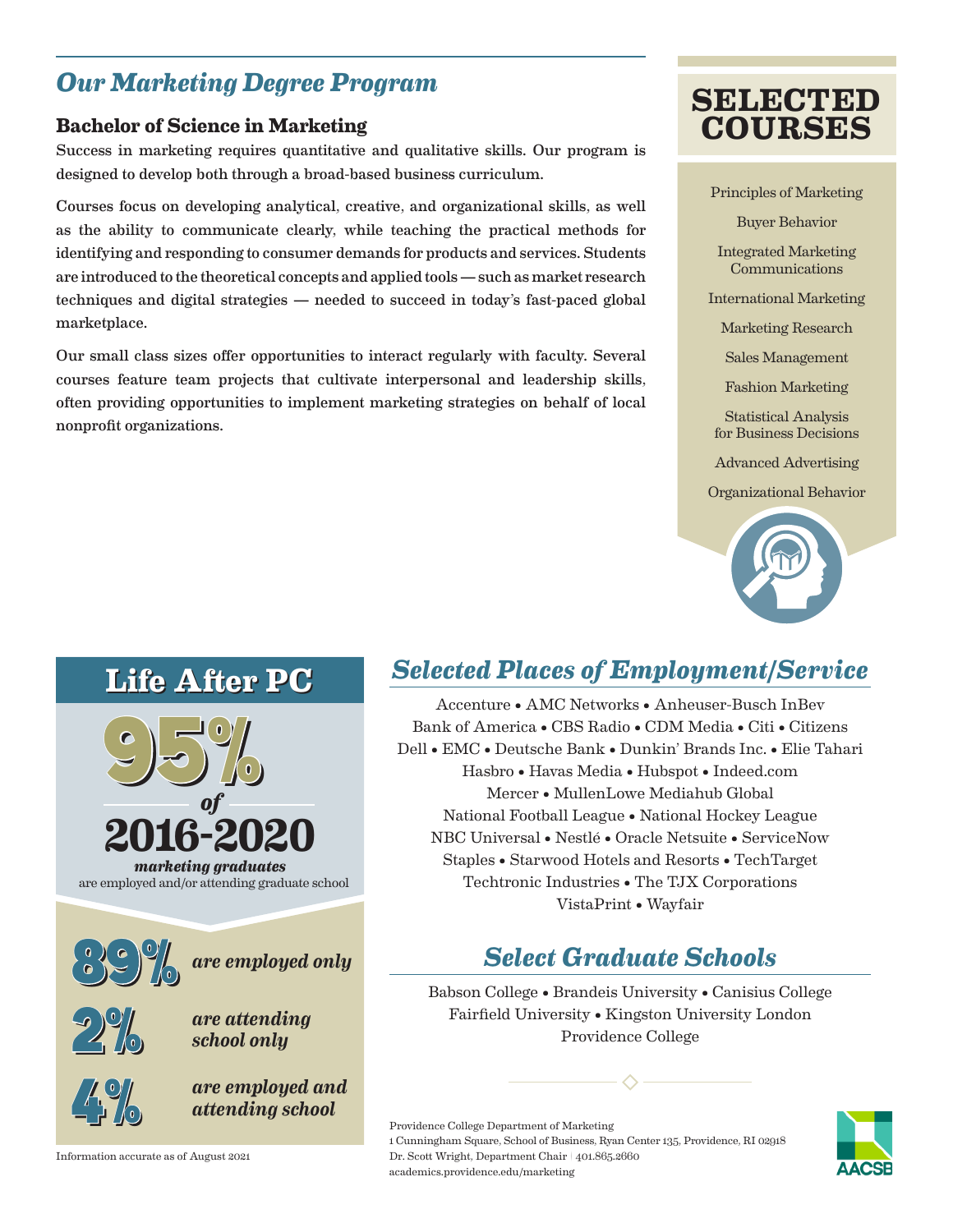## *Our Marketing Degree Program*

### Bachelor of Science in Marketing

Success in marketing requires quantitative and qualitative skills. Our program is designed to develop both through a broad-based business curriculum.

Courses focus on developing analytical, creative, and organizational skills, as well as the ability to communicate clearly, while teaching the practical methods for identifying and responding to consumer demands for products and services. Students are introduced to the theoretical concepts and applied tools — such as market research techniques and digital strategies — needed to succeed in today's fast-paced global marketplace.

Our small class sizes offer opportunities to interact regularly with faculty. Several courses feature team projects that cultivate interpersonal and leadership skills, often providing opportunities to implement marketing strategies on behalf of local nonprofit organizations.

## SELECTED COURSES

- Principles of Marketing
- Buyer Behavior
- Integrated Marketing Communications
- International Marketing
- Marketing Research
- Sales Management
- Fashion Marketing
- Statistical Analysis for Business Decisions
- Advanced Advertising
- Organizational Behavior

## Life After PC

**95%** *of* **2016-2020** *marketing graduates* are employed and/or attending graduate school

**89%** *are employed only*

**2%** *are attending school only*

**4%** *are employed and attending school*

Information accurate as of August 2021

## *Selected Places of Employment/Service*

Accenture • AMC Networks • Anheuser-Busch InBev
Bank of America • CBS Radio • CDM Media • Citi • Citizens
Dell • EMC • Deutsche Bank • Dunkin' Brands Inc. • Elie Tahari
Hasbro • Havas Media • Hubspot • Indeed.com
Mercer • MullenLowe Mediahub Global
National Football League • National Hockey League
NBC Universal • Nestlé • Oracle Netsuite • ServiceNow
Staples • Starwood Hotels and Resorts • TechTarget
Techtronic Industries • The TJX Corporations
VistaPrint • Wayfair

## *Select Graduate Schools*

Babson College • Brandeis University • Canisius College
Fairfield University • Kingston University London
Providence College

Providence College Department of Marketing
1 Cunningham Square, School of Business, Ryan Center 135, Providence, RI 02918
Dr. Scott Wright, Department Chair | 401.865.2660
academics.providence.edu/marketing

AACSB